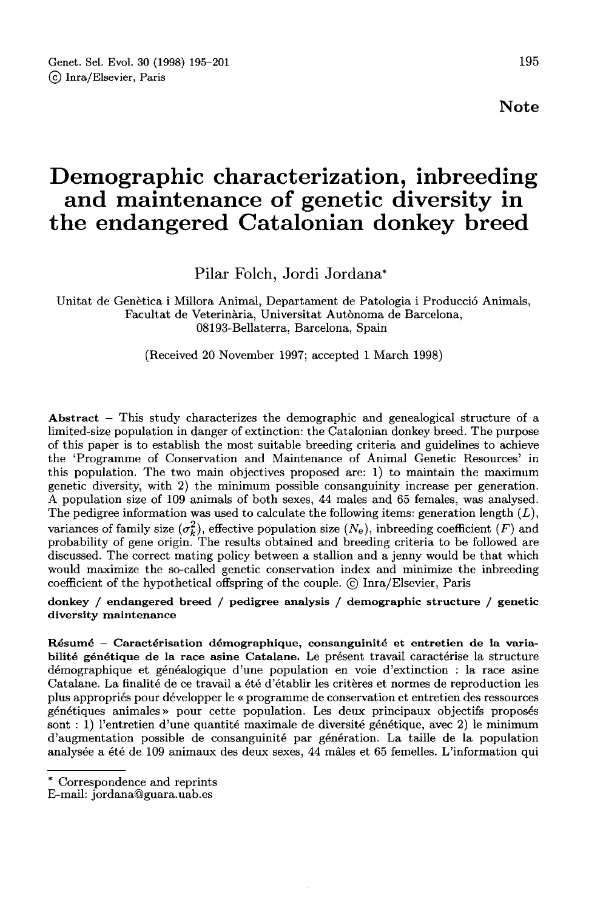Note

# Demographic characterization, inbreeding and maintenance of genetic diversity in the endangered Catalonian donkey breed

Pilar Folch, Jordi Jordana*

Unitat de Genètica i Millora Animal, Departament de Patologia i Producció Animals, Facultat de Veterinària, Universitat Autònoma de Barcelona, 08193-Bellaterra, Barcelona, Spain

(Received 20 November 1997; accepted 1 March 1998)

**Abstract** – This study characterizes the demographic and genealogical structure of a limited-size population in danger of extinction: the Catalonian donkey breed. The purpose of this paper is to establish the most suitable breeding criteria and guidelines to achieve the 'Programme of Conservation and Maintenance of Animal Genetic Resources' in this population. The two main objectives proposed are: 1) to maintain the maximum genetic diversity, with 2) the minimum possible consanguinity increase per generation. A population size of 109 animals of both sexes, 44 males and 65 females, was analysed. The pedigree information was used to calculate the following items: generation length ($L$), variances of family size ($\sigma_k^2$), effective population size ($N_e$), inbreeding coefficient ($F$) and probability of gene origin. The results obtained and breeding criteria to be followed are discussed. The correct mating policy between a stallion and a jenny would be that which would maximize the so-called genetic conservation index and minimize the inbreeding coefficient of the hypothetical offspring of the couple. © Inra/Elsevier, Paris

**donkey / endangered breed / pedigree analysis / demographic structure / genetic diversity maintenance**

**Résumé** – **Caractérisation démographique, consanguinité et entretien de la variabilité génétique de la race asine Catalane.** Le présent travail caractérise la structure démographique et généalogique d'une population en voie d'extinction : la race asine Catalane. La finalité de ce travail a été d'établir les critères et normes de reproduction les plus appropriés pour développer le « programme de conservation et entretien des ressources génétiques animales » pour cette population. Les deux principaux objectifs proposés sont : 1) l'entretien d'une quantité maximale de diversité génétique, avec 2) le minimum d'augmentation possible de consanguinité par génération. La taille de la population analysée a été de 109 animaux des deux sexes, 44 mâles et 65 femelles. L'information qui

---

* Correspondence and reprints
E-mail: jordana@guara.uab.es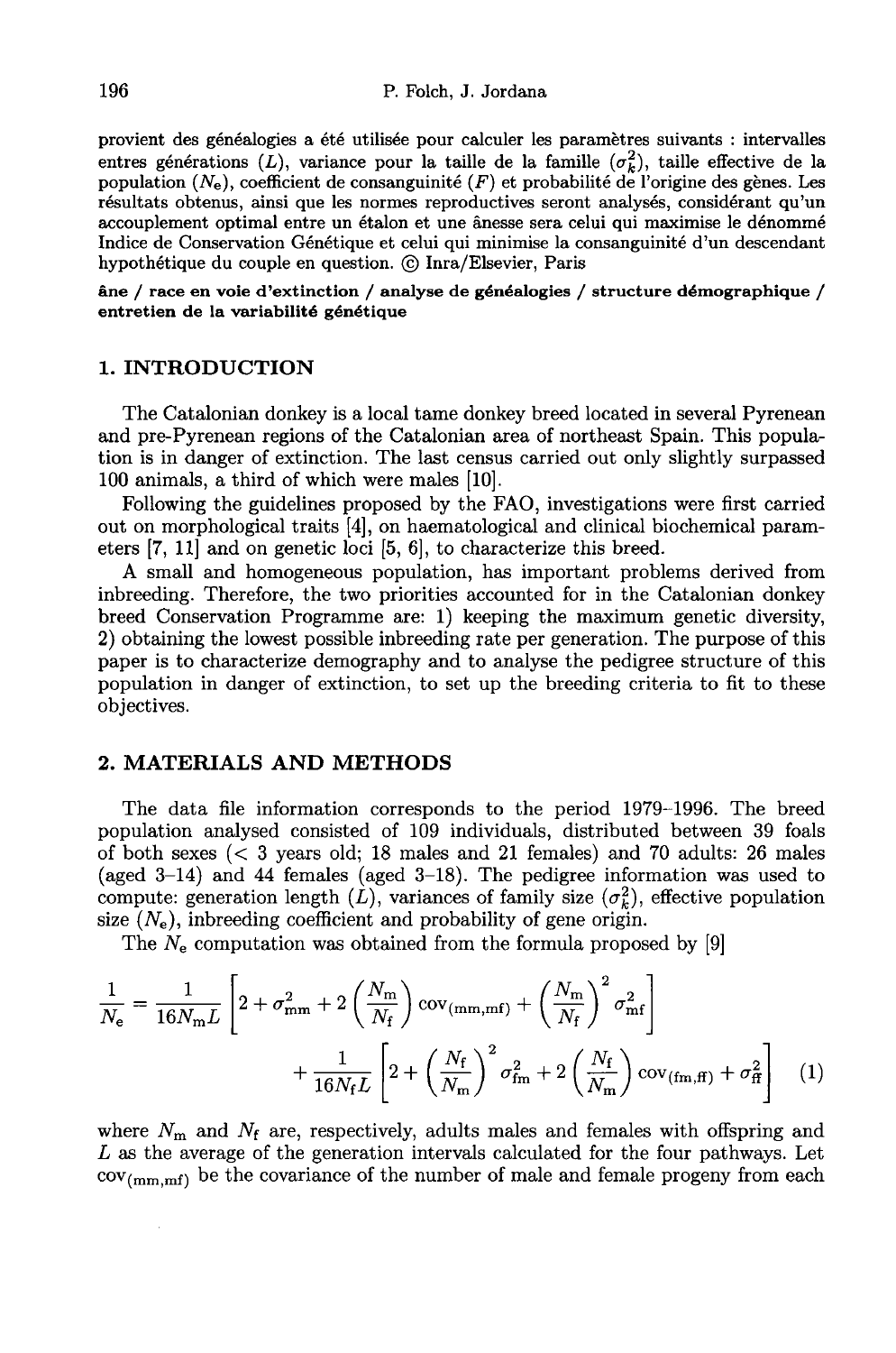provient des généalogies a été utilisée pour calculer les paramètres suivants : intervalles entres générations ($L$), variance pour la taille de la famille ($\sigma_k^2$), taille effective de la population ($N_e$), coefficient de consanguinité ($F$) et probabilité de l'origine des gènes. Les résultats obtenus, ainsi que les normes reproductives seront analysés, considérant qu'un accouplement optimal entre un étalon et une ânesse sera celui qui maximise le dénommé Indice de Conservation Génétique et celui qui minimise la consanguinité d'un descendant hypothétique du couple en question. © Inra/Elsevier, Paris

**âne / race en voie d'extinction / analyse de généalogies / structure démographique / entretien de la variabilité génétique**

## 1. INTRODUCTION

The Catalonian donkey is a local tame donkey breed located in several Pyrenean and pre-Pyrenean regions of the Catalonian area of northeast Spain. This population is in danger of extinction. The last census carried out only slightly surpassed 100 animals, a third of which were males [10].

Following the guidelines proposed by the FAO, investigations were first carried out on morphological traits [4], on haematological and clinical biochemical parameters [7, 11] and on genetic loci [5, 6], to characterize this breed.

A small and homogeneous population, has important problems derived from inbreeding. Therefore, the two priorities accounted for in the Catalonian donkey breed Conservation Programme are: 1) keeping the maximum genetic diversity, 2) obtaining the lowest possible inbreeding rate per generation. The purpose of this paper is to characterize demography and to analyse the pedigree structure of this population in danger of extinction, to set up the breeding criteria to fit to these objectives.

## 2. MATERIALS AND METHODS

The data file information corresponds to the period 1979–1996. The breed population analysed consisted of 109 individuals, distributed between 39 foals of both sexes (< 3 years old; 18 males and 21 females) and 70 adults: 26 males (aged 3–14) and 44 females (aged 3–18). The pedigree information was used to compute: generation length ($L$), variances of family size ($\sigma_k^2$), effective population size ($N_e$), inbreeding coefficient and probability of gene origin.

The $N_e$ computation was obtained from the formula proposed by [9]

$$\frac{1}{N_e} = \frac{1}{16 N_m L}\left[2 + \sigma_{mm}^2 + 2\left(\frac{N_m}{N_f}\right)\mathrm{cov}_{(mm,mf)} + \left(\frac{N_m}{N_f}\right)^2 \sigma_{mf}^2\right] + \frac{1}{16 N_f L}\left[2 + \left(\frac{N_f}{N_m}\right)^2 \sigma_{fm}^2 + 2\left(\frac{N_f}{N_m}\right)\mathrm{cov}_{(fm,ff)} + \sigma_{ff}^2\right] \quad (1)$$

where $N_m$ and $N_f$ are, respectively, adults males and females with offspring and $L$ as the average of the generation intervals calculated for the four pathways. Let $\mathrm{cov}_{(mm,mf)}$ be the covariance of the number of male and female progeny from each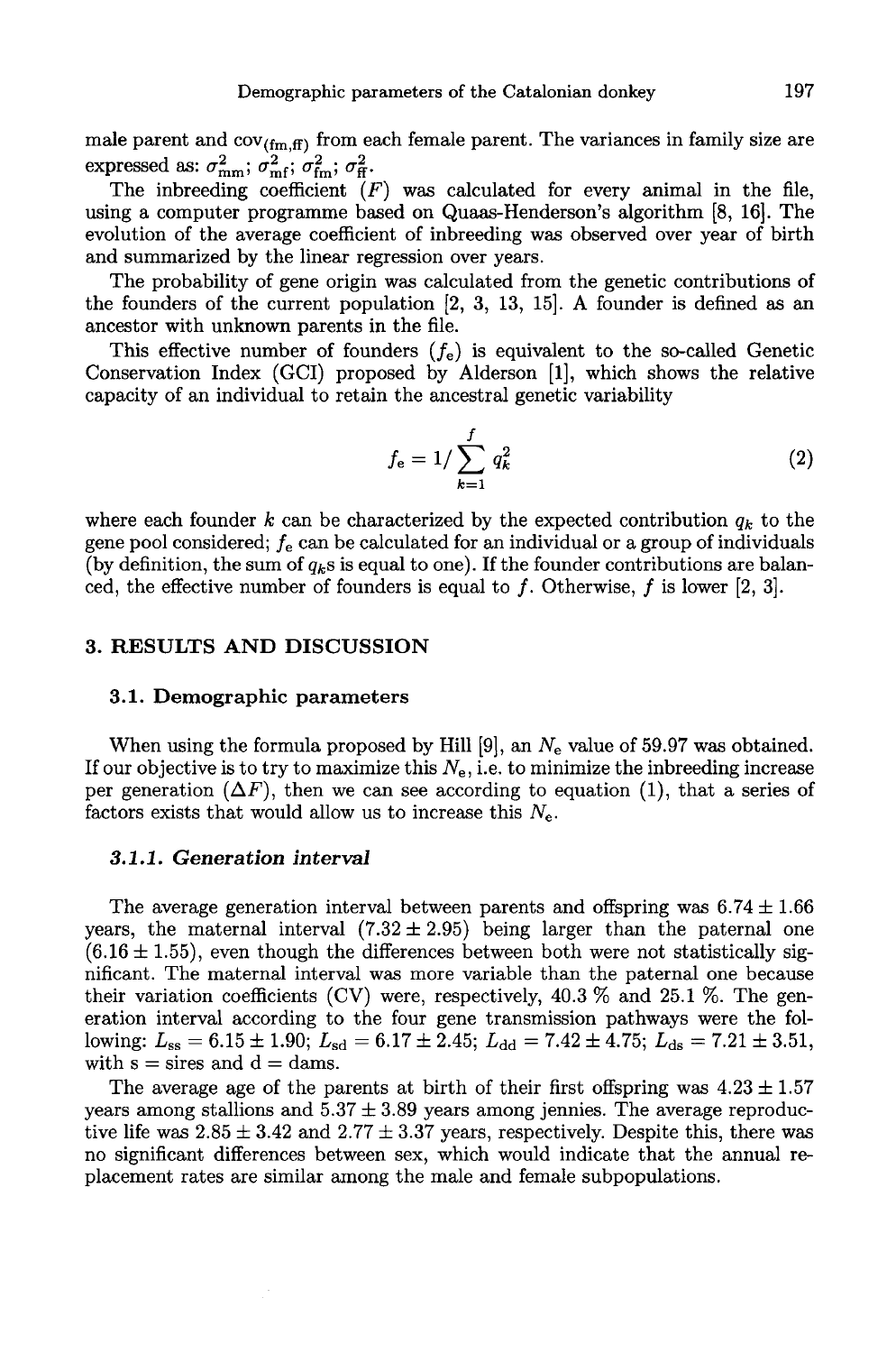male parent and $\text{cov}_{(\text{fm,ff})}$ from each female parent. The variances in family size are expressed as: $\sigma^2_{\text{mm}}$; $\sigma^2_{\text{mf}}$; $\sigma^2_{\text{fm}}$; $\sigma^2_{\text{ff}}$.

The inbreeding coefficient ($F$) was calculated for every animal in the file, using a computer programme based on Quaas-Henderson's algorithm [8, 16]. The evolution of the average coefficient of inbreeding was observed over year of birth and summarized by the linear regression over years.

The probability of gene origin was calculated from the genetic contributions of the founders of the current population [2, 3, 13, 15]. A founder is defined as an ancestor with unknown parents in the file.

This effective number of founders ($f_e$) is equivalent to the so-called Genetic Conservation Index (GCI) proposed by Alderson [1], which shows the relative capacity of an individual to retain the ancestral genetic variability

$$f_e = 1 / \sum_{k=1}^{f} q_k^2 \tag{2}$$

where each founder $k$ can be characterized by the expected contribution $q_k$ to the gene pool considered; $f_e$ can be calculated for an individual or a group of individuals (by definition, the sum of $q_k$s is equal to one). If the founder contributions are balanced, the effective number of founders is equal to $f$. Otherwise, $f$ is lower [2, 3].

## 3. RESULTS AND DISCUSSION

### 3.1. Demographic parameters

When using the formula proposed by Hill [9], an $N_e$ value of 59.97 was obtained. If our objective is to try to maximize this $N_e$, i.e. to minimize the inbreeding increase per generation ($\Delta F$), then we can see according to equation (1), that a series of factors exists that would allow us to increase this $N_e$.

#### *3.1.1. Generation interval*

The average generation interval between parents and offspring was $6.74 \pm 1.66$ years, the maternal interval ($7.32 \pm 2.95$) being larger than the paternal one ($6.16 \pm 1.55$), even though the differences between both were not statistically significant. The maternal interval was more variable than the paternal one because their variation coefficients (CV) were, respectively, 40.3 % and 25.1 %. The generation interval according to the four gene transmission pathways were the following: $L_{\text{ss}} = 6.15 \pm 1.90$; $L_{\text{sd}} = 6.17 \pm 2.45$; $L_{\text{dd}} = 7.42 \pm 4.75$; $L_{\text{ds}} = 7.21 \pm 3.51$, with s = sires and d = dams.

The average age of the parents at birth of their first offspring was $4.23 \pm 1.57$ years among stallions and $5.37 \pm 3.89$ years among jennies. The average reproductive life was $2.85 \pm 3.42$ and $2.77 \pm 3.37$ years, respectively. Despite this, there was no significant differences between sex, which would indicate that the annual replacement rates are similar among the male and female subpopulations.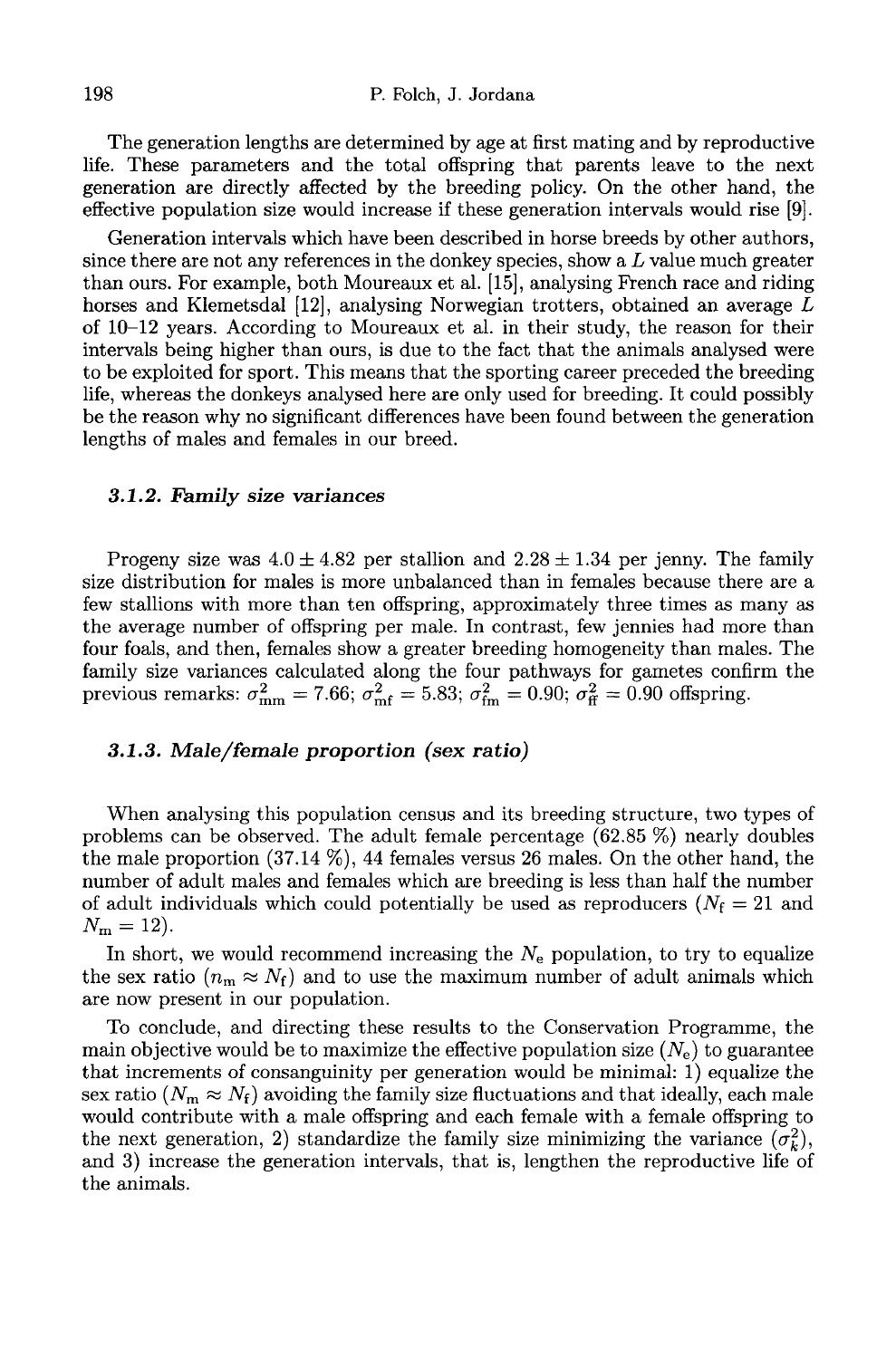The generation lengths are determined by age at first mating and by reproductive life. These parameters and the total offspring that parents leave to the next generation are directly affected by the breeding policy. On the other hand, the effective population size would increase if these generation intervals would rise [9].

Generation intervals which have been described in horse breeds by other authors, since there are not any references in the donkey species, show a $L$ value much greater than ours. For example, both Moureaux et al. [15], analysing French race and riding horses and Klemetsdal [12], analysing Norwegian trotters, obtained an average $L$ of 10–12 years. According to Moureaux et al. in their study, the reason for their intervals being higher than ours, is due to the fact that the animals analysed were to be exploited for sport. This means that the sporting career preceded the breeding life, whereas the donkeys analysed here are only used for breeding. It could possibly be the reason why no significant differences have been found between the generation lengths of males and females in our breed.

### 3.1.2. *Family size variances*

Progeny size was $4.0 \pm 4.82$ per stallion and $2.28 \pm 1.34$ per jenny. The family size distribution for males is more unbalanced than in females because there are a few stallions with more than ten offspring, approximately three times as many as the average number of offspring per male. In contrast, few jennies had more than four foals, and then, females show a greater breeding homogeneity than males. The family size variances calculated along the four pathways for gametes confirm the previous remarks: $\sigma^2_{\mathrm{mm}} = 7.66$; $\sigma^2_{\mathrm{mf}} = 5.83$; $\sigma^2_{\mathrm{fm}} = 0.90$; $\sigma^2_{\mathrm{ff}} = 0.90$ offspring.

### 3.1.3. *Male/female proportion (sex ratio)*

When analysing this population census and its breeding structure, two types of problems can be observed. The adult female percentage (62.85 %) nearly doubles the male proportion (37.14 %), 44 females versus 26 males. On the other hand, the number of adult males and females which are breeding is less than half the number of adult individuals which could potentially be used as reproducers ($N_{\mathrm{f}} = 21$ and $N_{\mathrm{m}} = 12$).

In short, we would recommend increasing the $N_{\mathrm{e}}$ population, to try to equalize the sex ratio ($n_{\mathrm{m}} \approx N_{\mathrm{f}}$) and to use the maximum number of adult animals which are now present in our population.

To conclude, and directing these results to the Conservation Programme, the main objective would be to maximize the effective population size ($N_{\mathrm{e}}$) to guarantee that increments of consanguinity per generation would be minimal: 1) equalize the sex ratio ($N_{\mathrm{m}} \approx N_{\mathrm{f}}$) avoiding the family size fluctuations and that ideally, each male would contribute with a male offspring and each female with a female offspring to the next generation, 2) standardize the family size minimizing the variance ($\sigma^2_k$), and 3) increase the generation intervals, that is, lengthen the reproductive life of the animals.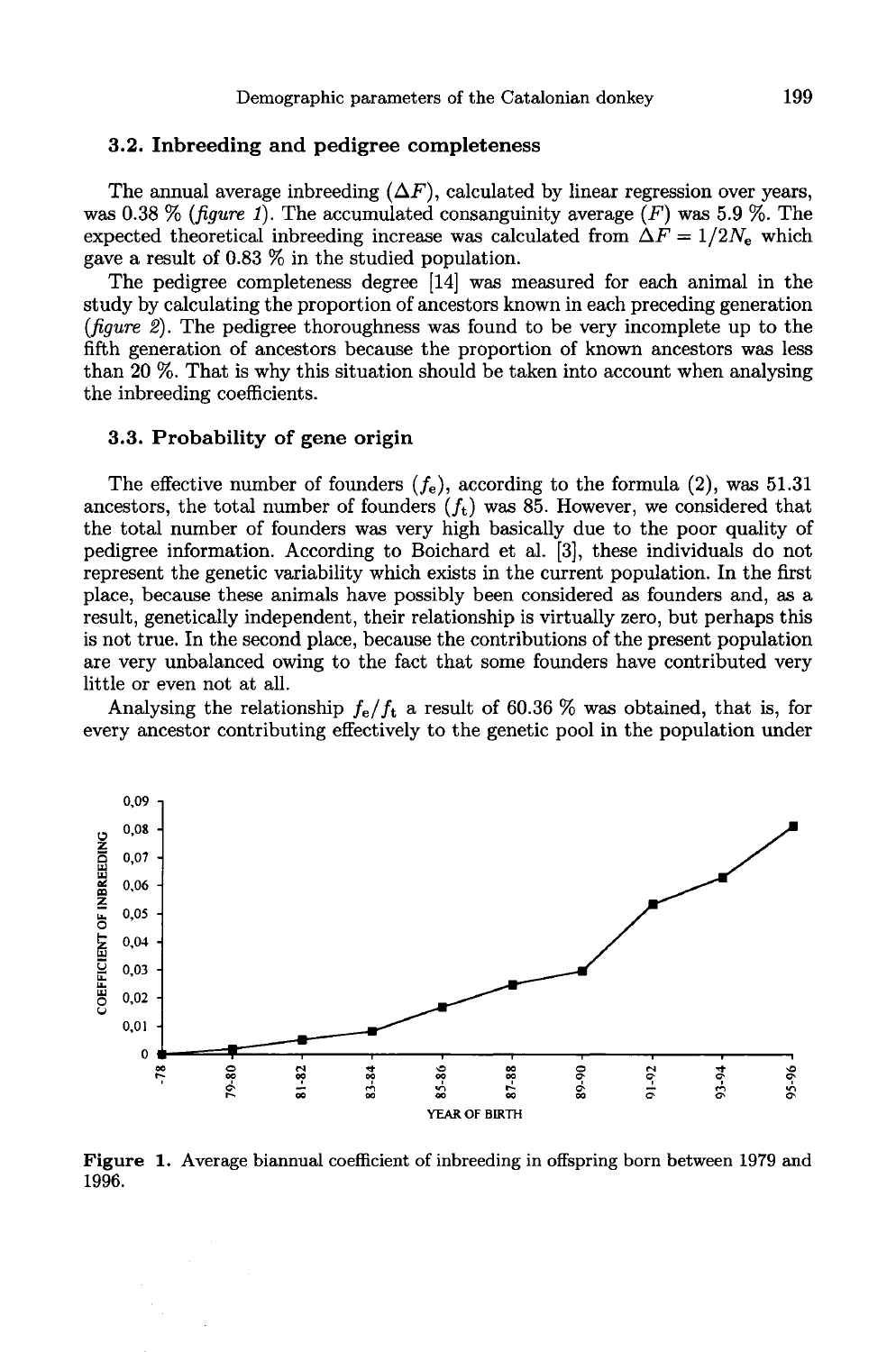### 3.2. Inbreeding and pedigree completeness

The annual average inbreeding ($\Delta F$), calculated by linear regression over years, was 0.38 % (*figure 1*). The accumulated consanguinity average ($F$) was 5.9 %. The expected theoretical inbreeding increase was calculated from $\Delta F = 1/2N_e$ which gave a result of 0.83 % in the studied population.

The pedigree completeness degree [14] was measured for each animal in the study by calculating the proportion of ancestors known in each preceding generation (*figure 2*). The pedigree thoroughness was found to be very incomplete up to the fifth generation of ancestors because the proportion of known ancestors was less than 20 %. That is why this situation should be taken into account when analysing the inbreeding coefficients.

### 3.3. Probability of gene origin

The effective number of founders ($f_e$), according to the formula (2), was 51.31 ancestors, the total number of founders ($f_t$) was 85. However, we considered that the total number of founders was very high basically due to the poor quality of pedigree information. According to Boichard et al. [3], these individuals do not represent the genetic variability which exists in the current population. In the first place, because these animals have possibly been considered as founders and, as a result, genetically independent, their relationship is virtually zero, but perhaps this is not true. In the second place, because the contributions of the present population are very unbalanced owing to the fact that some founders have contributed very little or even not at all.

Analysing the relationship $f_e/f_t$ a result of 60.36 % was obtained, that is, for every ancestor contributing effectively to the genetic pool in the population under

**Figure 1.** Average biannual coefficient of inbreeding in offspring born between 1979 and 1996.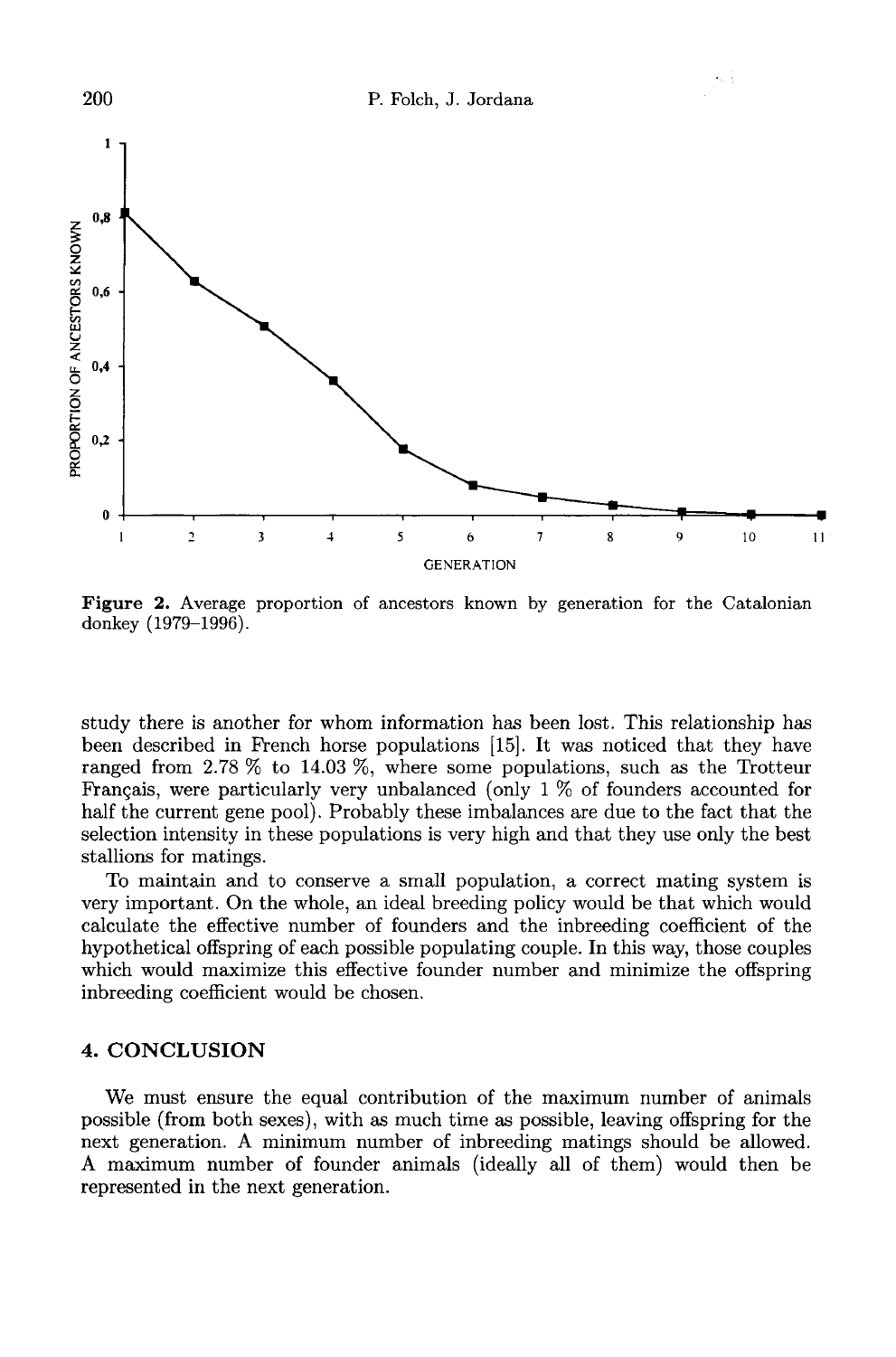**Figure 2.** Average proportion of ancestors known by generation for the Catalonian donkey (1979–1996).

study there is another for whom information has been lost. This relationship has been described in French horse populations [15]. It was noticed that they have ranged from 2.78 % to 14.03 %, where some populations, such as the Trotteur Français, were particularly very unbalanced (only 1 % of founders accounted for half the current gene pool). Probably these imbalances are due to the fact that the selection intensity in these populations is very high and that they use only the best stallions for matings.

To maintain and to conserve a small population, a correct mating system is very important. On the whole, an ideal breeding policy would be that which would calculate the effective number of founders and the inbreeding coefficient of the hypothetical offspring of each possible populating couple. In this way, those couples which would maximize this effective founder number and minimize the offspring inbreeding coefficient would be chosen.

## 4. CONCLUSION

We must ensure the equal contribution of the maximum number of animals possible (from both sexes), with as much time as possible, leaving offspring for the next generation. A minimum number of inbreeding matings should be allowed. A maximum number of founder animals (ideally all of them) would then be represented in the next generation.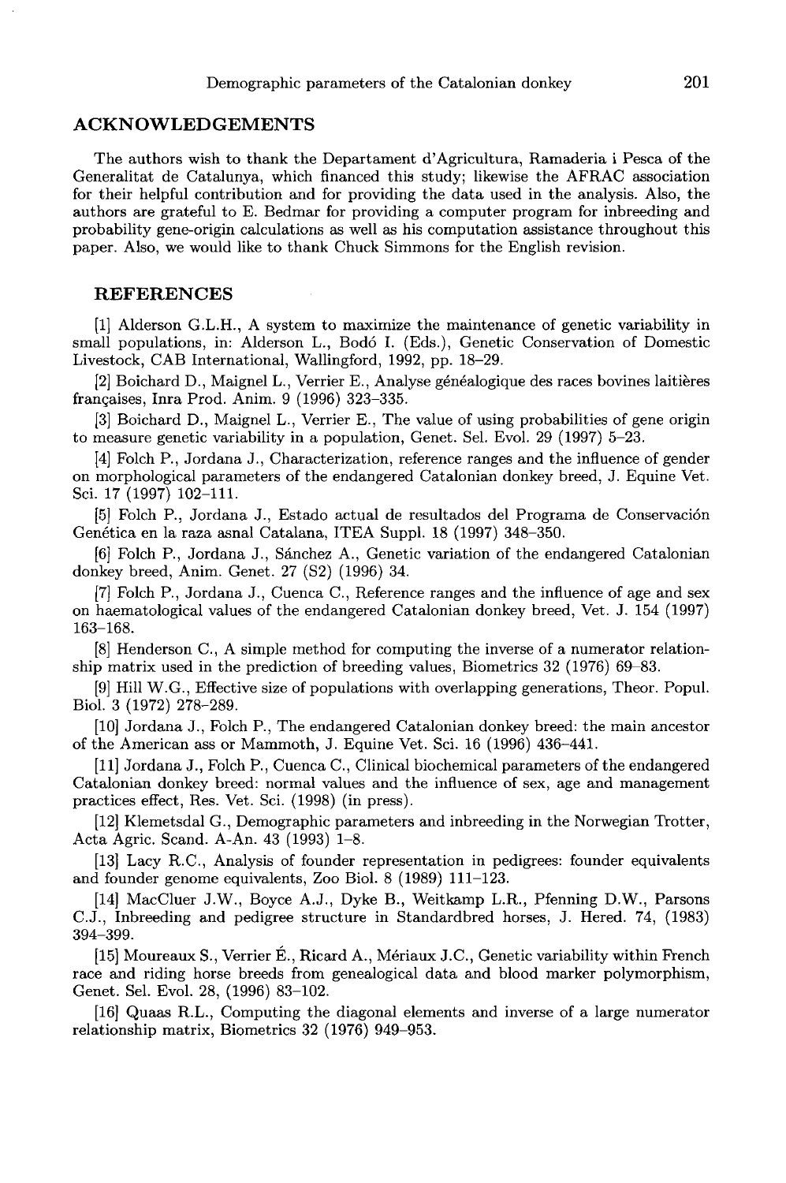## ACKNOWLEDGEMENTS

The authors wish to thank the Departament d'Agricultura, Ramaderia i Pesca of the Generalitat de Catalunya, which financed this study; likewise the AFRAC association for their helpful contribution and for providing the data used in the analysis. Also, the authors are grateful to E. Bedmar for providing a computer program for inbreeding and probability gene-origin calculations as well as his computation assistance throughout this paper. Also, we would like to thank Chuck Simmons for the English revision.

## REFERENCES

[1] Alderson G.L.H., A system to maximize the maintenance of genetic variability in small populations, in: Alderson L., Bodó I. (Eds.), Genetic Conservation of Domestic Livestock, CAB International, Wallingford, 1992, pp. 18–29.

[2] Boichard D., Maignel L., Verrier E., Analyse généalogique des races bovines laitières françaises, Inra Prod. Anim. 9 (1996) 323–335.

[3] Boichard D., Maignel L., Verrier E., The value of using probabilities of gene origin to measure genetic variability in a population, Genet. Sel. Evol. 29 (1997) 5–23.

[4] Folch P., Jordana J., Characterization, reference ranges and the influence of gender on morphological parameters of the endangered Catalonian donkey breed, J. Equine Vet. Sci. 17 (1997) 102–111.

[5] Folch P., Jordana J., Estado actual de resultados del Programa de Conservación Genética en la raza asnal Catalana, ITEA Suppl. 18 (1997) 348–350.

[6] Folch P., Jordana J., Sánchez A., Genetic variation of the endangered Catalonian donkey breed, Anim. Genet. 27 (S2) (1996) 34.

[7] Folch P., Jordana J., Cuenca C., Reference ranges and the influence of age and sex on haematological values of the endangered Catalonian donkey breed, Vet. J. 154 (1997) 163–168.

[8] Henderson C., A simple method for computing the inverse of a numerator relationship matrix used in the prediction of breeding values, Biometrics 32 (1976) 69–83.

[9] Hill W.G., Effective size of populations with overlapping generations, Theor. Popul. Biol. 3 (1972) 278–289.

[10] Jordana J., Folch P., The endangered Catalonian donkey breed: the main ancestor of the American ass or Mammoth, J. Equine Vet. Sci. 16 (1996) 436–441.

[11] Jordana J., Folch P., Cuenca C., Clinical biochemical parameters of the endangered Catalonian donkey breed: normal values and the influence of sex, age and management practices effect, Res. Vet. Sci. (1998) (in press).

[12] Klemetsdal G., Demographic parameters and inbreeding in the Norwegian Trotter, Acta Agric. Scand. A-An. 43 (1993) 1–8.

[13] Lacy R.C., Analysis of founder representation in pedigrees: founder equivalents and founder genome equivalents, Zoo Biol. 8 (1989) 111–123.

[14] MacCluer J.W., Boyce A.J., Dyke B., Weitkamp L.R., Pfenning D.W., Parsons C.J., Inbreeding and pedigree structure in Standardbred horses, J. Hered. 74, (1983) 394–399.

[15] Moureaux S., Verrier É., Ricard A., Mériaux J.C., Genetic variability within French race and riding horse breeds from genealogical data and blood marker polymorphism, Genet. Sel. Evol. 28, (1996) 83–102.

[16] Quaas R.L., Computing the diagonal elements and inverse of a large numerator relationship matrix, Biometrics 32 (1976) 949–953.